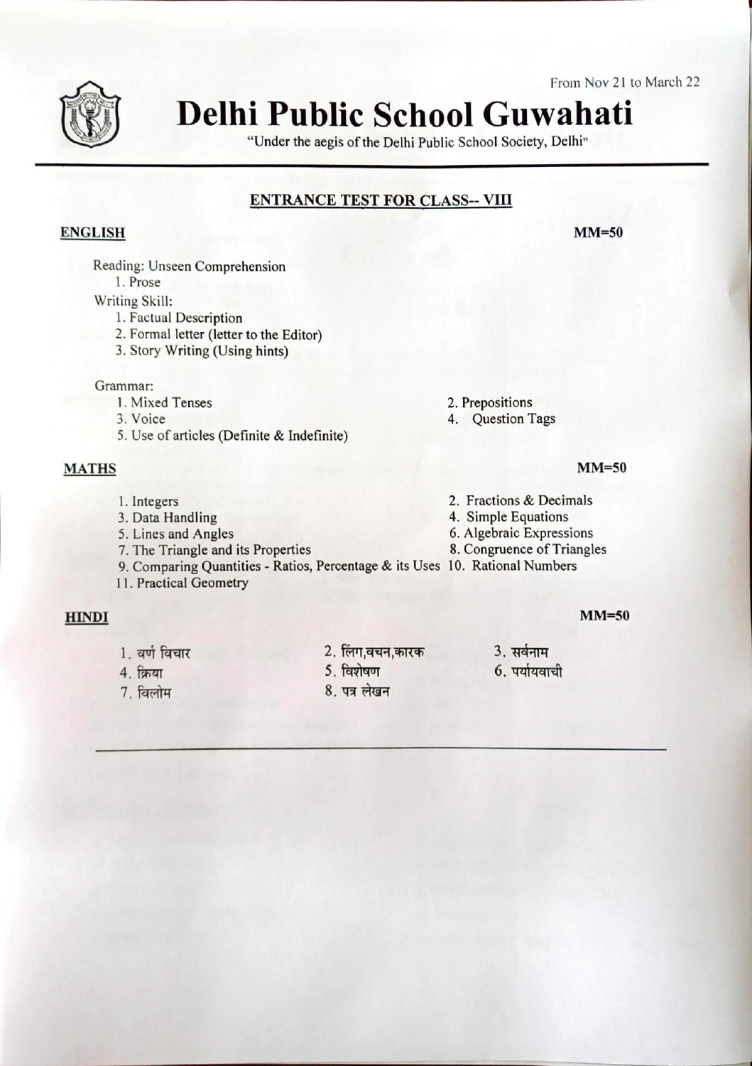From Nov 21 to March 22

# Delhi Public School Guwahati

"Under the aegis of the Delhi Public School Society, Delhi"

## ENTRANCE TEST FOR CLASS-- VIII

### ENGLISH

MM=50

Reading: Unseen Comprehension

1. Prose

Writing Skill:

1. Factual Description
2. Formal letter (letter to the Editor)
3. Story Writing (Using hints)

Grammar:

1. Mixed Tenses
2. Prepositions
3. Voice
4. Question Tags
5. Use of articles (Definite & Indefinite)

### MATHS

MM=50

1. Integers
2. Fractions & Decimals
3. Data Handling
4. Simple Equations
5. Lines and Angles
6. Algebraic Expressions
7. The Triangle and its Properties
8. Congruence of Triangles
9. Comparing Quantities - Ratios, Percentage & its Uses
10. Rational Numbers
11. Practical Geometry

### HINDI

MM=50

1. वर्ण विचार
2. लिंग,वचन,कारक
3. सर्वनाम
4. क्रिया
5. विशेषण
6. पर्यायवाची
7. विलोम
8. पत्र लेखन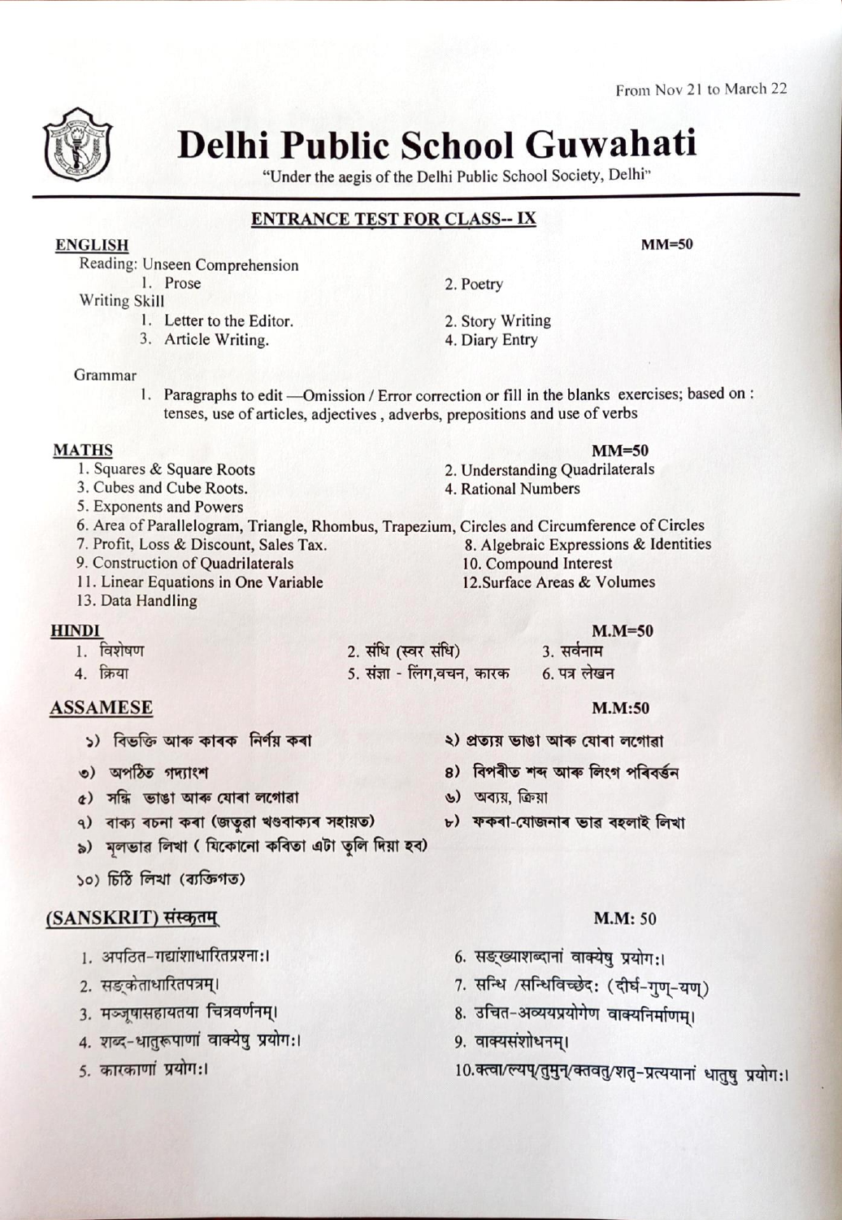From Nov 21 to March 22

# Delhi Public School Guwahati

"Under the aegis of the Delhi Public School Society, Delhi"

## ENTRANCE TEST FOR CLASS-- IX

### ENGLISH

MM=50

Reading: Unseen Comprehension

1. Prose
2. Poetry

Writing Skill

1. Letter to the Editor.
2. Story Writing
3. Article Writing.
4. Diary Entry

Grammar

1. Paragraphs to edit —Omission / Error correction or fill in the blanks exercises; based on : tenses, use of articles, adjectives , adverbs, prepositions and use of verbs

### MATHS

MM=50

1. Squares & Square Roots
2. Understanding Quadrilaterals
3. Cubes and Cube Roots.
4. Rational Numbers
5. Exponents and Powers
6. Area of Parallelogram, Triangle, Rhombus, Trapezium, Circles and Circumference of Circles
7. Profit, Loss & Discount, Sales Tax.
8. Algebraic Expressions & Identities
9. Construction of Quadrilaterals
10. Compound Interest
11. Linear Equations in One Variable
12. Surface Areas & Volumes
13. Data Handling

### HINDI

M.M=50

1. विशेषण
2. संधि (स्वर संधि)
3. सर्वनाम
4. क्रिया
5. संज्ञा - लिंग,वचन, कारक
6. पत्र लेखन

### ASSAMESE

M.M:50

১) বিভক্তি আৰু কাৰক নিৰ্ণয় কৰা

২) প্ৰত্যয় ভাঙা আৰু যোৰা লগোৱা

৩) অপঠিত গদ্যাংশ

৪) বিপৰীত শব্দ আৰু লিংগ পৰিবৰ্তন

৫) সন্ধি ভাঙা আৰু যোৰা লগোৱা

৬) অব্যয়, ক্ৰিয়া

৭) বাক্য ৰচনা কৰা (জতুৱা খণ্ডবাক্যৰ সহায়ত)

৮) ফকৰা-যোজনাৰ ভাৱ বহলাই লিখা

৯) মূলভাৱ লিখা ( যিকোনো কবিতা এটা তুলি দিয়া হব)

১০) চিঠি লিখা (ব্যক্তিগত)

### (SANSKRIT) संस्कृतम्

M.M: 50

1. अपठित-गद्यांशाधारितप्रश्नाः।
2. सङ्केताधारितपत्रम्।
3. मञ्जूषासहायतया चित्रवर्णनम्।
4. शब्द-धातुरूपाणां वाक्येषु प्रयोगः।
5. कारकाणां प्रयोगः।
6. सङ्ख्याशब्दानां वाक्येषु प्रयोगः।
7. सन्धि /सन्धिविच्छेदः (दीर्घ-गुण्-यण्)
8. उचित-अव्ययप्रयोगेण वाक्यनिर्माणम्।
9. वाक्यसंशोधनम्।
10. क्त्वा/ल्यप्/तुमुन्/क्तवतु/शतृ-प्रत्ययानां धातुषु प्रयोगः।